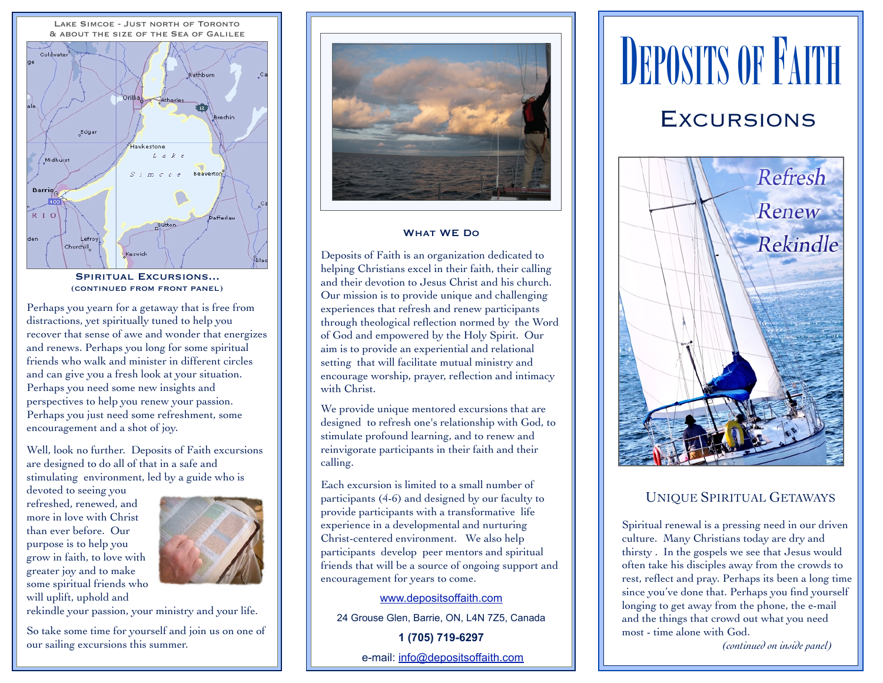LAKE SIMCOE - JUST NORTH OF TORONTO
& ABOUT THE SIZE OF THE SEA OF GALILEE

### SPIRITUAL EXCURSIONS...
(CONTINUED FROM FRONT PANEL)

Perhaps you yearn for a getaway that is free from distractions, yet spiritually tuned to help you recover that sense of awe and wonder that energizes and renews. Perhaps you long for some spiritual friends who walk and minister in different circles and can give you a fresh look at your situation. Perhaps you need some new insights and perspectives to help you renew your passion. Perhaps you just need some refreshment, some encouragement and a shot of joy.

Well, look no further. Deposits of Faith excursions are designed to do all of that in a safe and stimulating environment, led by a guide who is devoted to seeing you refreshed, renewed, and more in love with Christ than ever before. Our purpose is to help you grow in faith, to love with greater joy and to make some spiritual friends who will uplift, uphold and rekindle your passion, your ministry and your life.

So take some time for yourself and join us on one of our sailing excursions this summer.

### WHAT WE DO

Deposits of Faith is an organization dedicated to helping Christians excel in their faith, their calling and their devotion to Jesus Christ and his church. Our mission is to provide unique and challenging experiences that refresh and renew participants through theological reflection normed by the Word of God and empowered by the Holy Spirit. Our aim is to provide an experiential and relational setting that will facilitate mutual ministry and encourage worship, prayer, reflection and intimacy with Christ.

We provide unique mentored excursions that are designed to refresh one's relationship with God, to stimulate profound learning, and to renew and reinvigorate participants in their faith and their calling.

Each excursion is limited to a small number of participants (4-6) and designed by our faculty to provide participants with a transformative life experience in a developmental and nurturing Christ-centered environment. We also help participants develop peer mentors and spiritual friends that will be a source of ongoing support and encouragement for years to come.

www.depositsoffaith.com

24 Grouse Glen, Barrie, ON, L4N 7Z5, Canada

**1 (705) 719-6297**

e-mail: info@depositsoffaith.com

# DEPOSITS OF FAITH

## EXCURSIONS

*Refresh*
*Renew*
*Rekindle*

### UNIQUE SPIRITUAL GETAWAYS

Spiritual renewal is a pressing need in our driven culture. Many Christians today are dry and thirsty . In the gospels we see that Jesus would often take his disciples away from the crowds to rest, reflect and pray. Perhaps its been a long time since you've done that. Perhaps you find yourself longing to get away from the phone, the e-mail and the things that crowd out what you need most - time alone with God.

*(continued on inside panel)*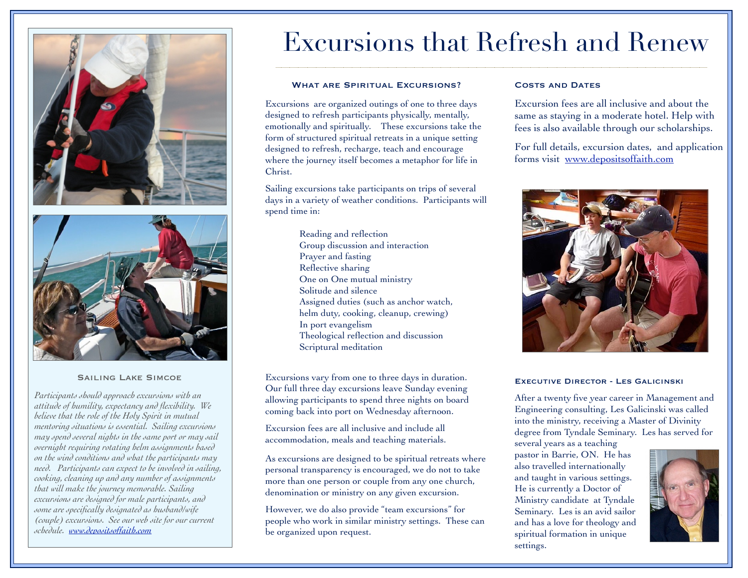# Excursions that Refresh and Renew

### What are Spiritual Excursions?

Excursions are organized outings of one to three days designed to refresh participants physically, mentally, emotionally and spiritually. These excursions take the form of structured spiritual retreats in a unique setting designed to refresh, recharge, teach and encourage where the journey itself becomes a metaphor for life in Christ.

Sailing excursions take participants on trips of several days in a variety of weather conditions. Participants will spend time in:

- Reading and reflection
- Group discussion and interaction
- Prayer and fasting
- Reflective sharing
- One on One mutual ministry
- Solitude and silence
- Assigned duties (such as anchor watch, helm duty, cooking, cleanup, crewing)
- In port evangelism
- Theological reflection and discussion
- Scriptural meditation

Excursions vary from one to three days in duration. Our full three day excursions leave Sunday evening allowing participants to spend three nights on board coming back into port on Wednesday afternoon.

Excursion fees are all inclusive and include all accommodation, meals and teaching materials.

As excursions are designed to be spiritual retreats where personal transparency is encouraged, we do not to take more than one person or couple from any one church, denomination or ministry on any given excursion.

However, we do also provide "team excursions" for people who work in similar ministry settings. These can be organized upon request.

### Costs and Dates

Excursion fees are all inclusive and about the same as staying in a moderate hotel. Help with fees is also available through our scholarships.

For full details, excursion dates, and application forms visit www.depositsoffaith.com

### Executive Director - Les Galicinski

After a twenty five year career in Management and Engineering consulting, Les Galicinski was called into the ministry, receiving a Master of Divinity degree from Tyndale Seminary. Les has served for several years as a teaching pastor in Barrie, ON. He has also travelled internationally and taught in various settings. He is currently a Doctor of Ministry candidate at Tyndale Seminary. Les is an avid sailor and has a love for theology and spiritual formation in unique settings.

### Sailing Lake Simcoe

*Participants should approach excursions with an attitude of humility, expectancy and flexibility. We believe that the role of the Holy Spirit in mutual mentoring situations is essential. Sailing excursions may spend several nights in the same port or may sail overnight requiring rotating helm assignments based on the wind conditions and what the participants may need. Participants can expect to be involved in sailing, cooking, cleaning up and any number of assignments that will make the journey memorable. Sailing excursions are designed for male participants, and some are specifically designated as husband/wife (couple) excursions. See our web site for our current schedule. www.depositsoffaith.com*